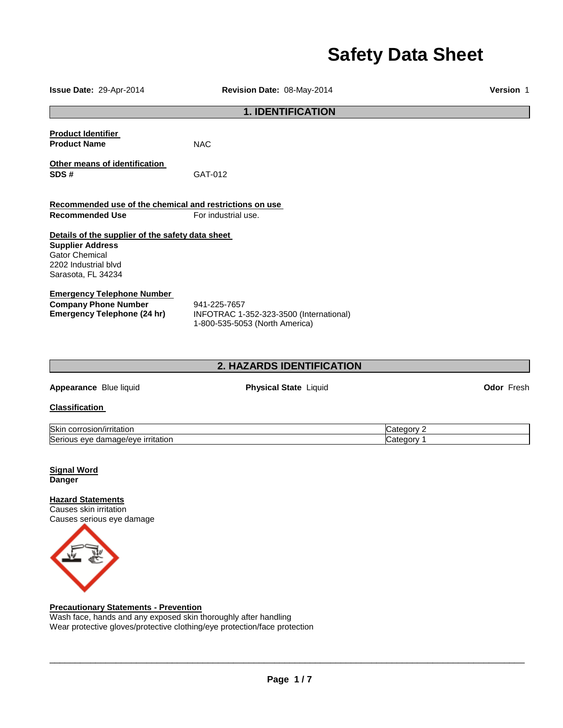# Safety Data Sheet

**Issue Date:** 29-Apr-2014 **Revision Date:** 08-May-2014 **Version** 1

## 1. IDENTIFICATION

**Product Identifier**

**Product Name** NAC

**Other means of identification**

**SDS #** GAT-012

**Recommended use of the chemical and restrictions on use**

**Recommended Use** For industrial use.

**Details of the supplier of the safety data sheet**

**Supplier Address**
Gator Chemical
2202 Industrial blvd
Sarasota, FL 34234

**Emergency Telephone Number**

**Company Phone Number** 941-225-7657

**Emergency Telephone (24 hr)** INFOTRAC 1-352-323-3500 (International)
1-800-535-5053 (North America)

## 2. HAZARDS IDENTIFICATION

**Appearance** Blue liquid **Physical State** Liquid **Odor** Fresh

**Classification**

| Hazard | Category |
| --- | --- |
| Skin corrosion/irritation | Category 2 |
| Serious eye damage/eye irritation | Category 1 |

**Signal Word**
**Danger**

**Hazard Statements**
Causes skin irritation
Causes serious eye damage

**Precautionary Statements - Prevention**
Wash face, hands and any exposed skin thoroughly after handling
Wear protective gloves/protective clothing/eye protection/face protection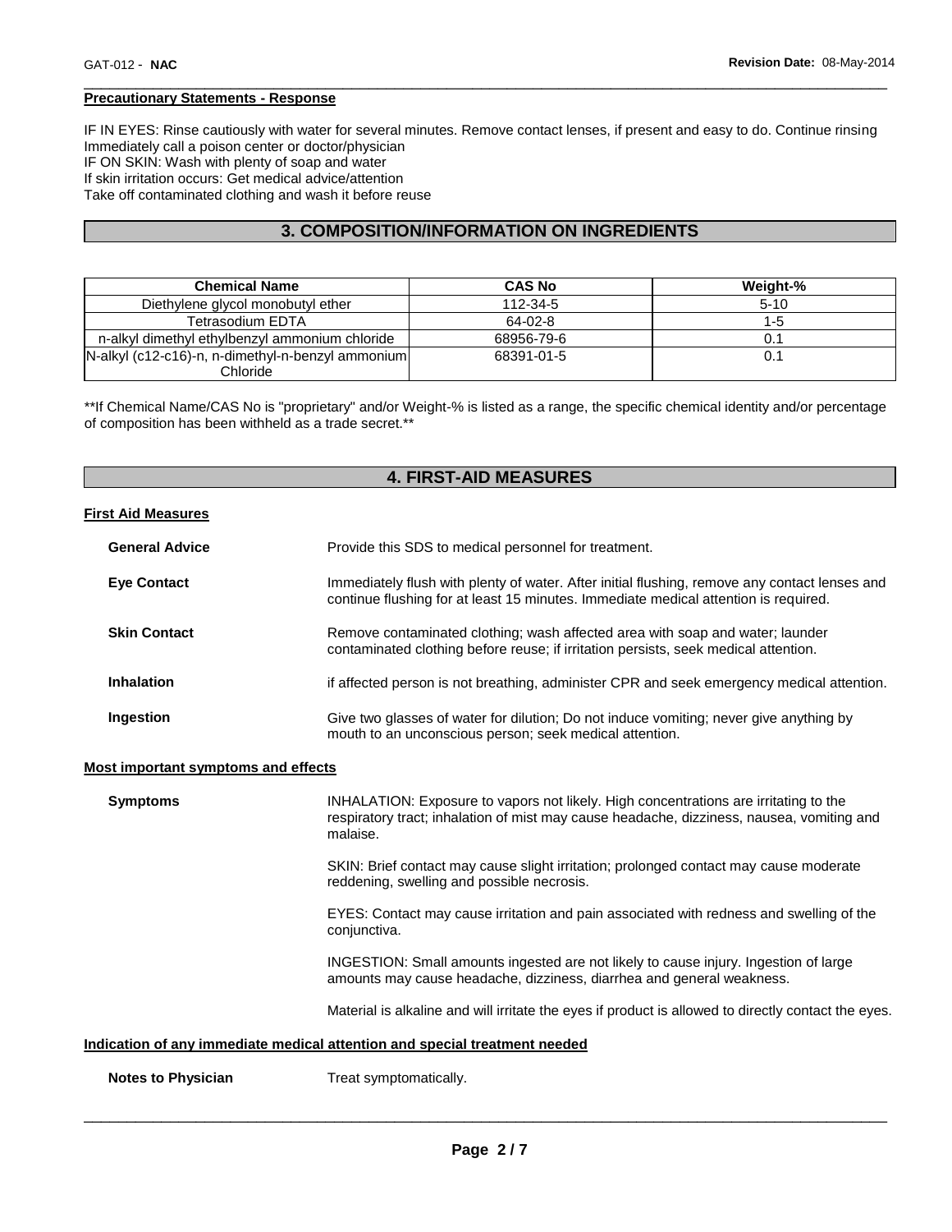**Precautionary Statements - Response**

IF IN EYES: Rinse cautiously with water for several minutes. Remove contact lenses, if present and easy to do. Continue rinsing
Immediately call a poison center or doctor/physician
IF ON SKIN: Wash with plenty of soap and water
If skin irritation occurs: Get medical advice/attention
Take off contaminated clothing and wash it before reuse

## 3. COMPOSITION/INFORMATION ON INGREDIENTS

| Chemical Name | CAS No | Weight-% |
|---|---|---|
| Diethylene glycol monobutyl ether | 112-34-5 | 5-10 |
| Tetrasodium EDTA | 64-02-8 | 1-5 |
| n-alkyl dimethyl ethylbenzyl ammonium chloride | 68956-79-6 | 0.1 |
| N-alkyl (c12-c16)-n, n-dimethyl-n-benzyl ammonium Chloride | 68391-01-5 | 0.1 |

**If Chemical Name/CAS No is "proprietary" and/or Weight-% is listed as a range, the specific chemical identity and/or percentage of composition has been withheld as a trade secret.**

## 4. FIRST-AID MEASURES

**First Aid Measures**

**General Advice** Provide this SDS to medical personnel for treatment.

**Eye Contact** Immediately flush with plenty of water. After initial flushing, remove any contact lenses and continue flushing for at least 15 minutes. Immediate medical attention is required.

**Skin Contact** Remove contaminated clothing; wash affected area with soap and water; launder contaminated clothing before reuse; if irritation persists, seek medical attention.

**Inhalation** if affected person is not breathing, administer CPR and seek emergency medical attention.

**Ingestion** Give two glasses of water for dilution; Do not induce vomiting; never give anything by mouth to an unconscious person; seek medical attention.

**Most important symptoms and effects**

**Symptoms** INHALATION: Exposure to vapors not likely. High concentrations are irritating to the respiratory tract; inhalation of mist may cause headache, dizziness, nausea, vomiting and malaise.

SKIN: Brief contact may cause slight irritation; prolonged contact may cause moderate reddening, swelling and possible necrosis.

EYES: Contact may cause irritation and pain associated with redness and swelling of the conjunctiva.

INGESTION: Small amounts ingested are not likely to cause injury. Ingestion of large amounts may cause headache, dizziness, diarrhea and general weakness.

Material is alkaline and will irritate the eyes if product is allowed to directly contact the eyes.

**Indication of any immediate medical attention and special treatment needed**

**Notes to Physician** Treat symptomatically.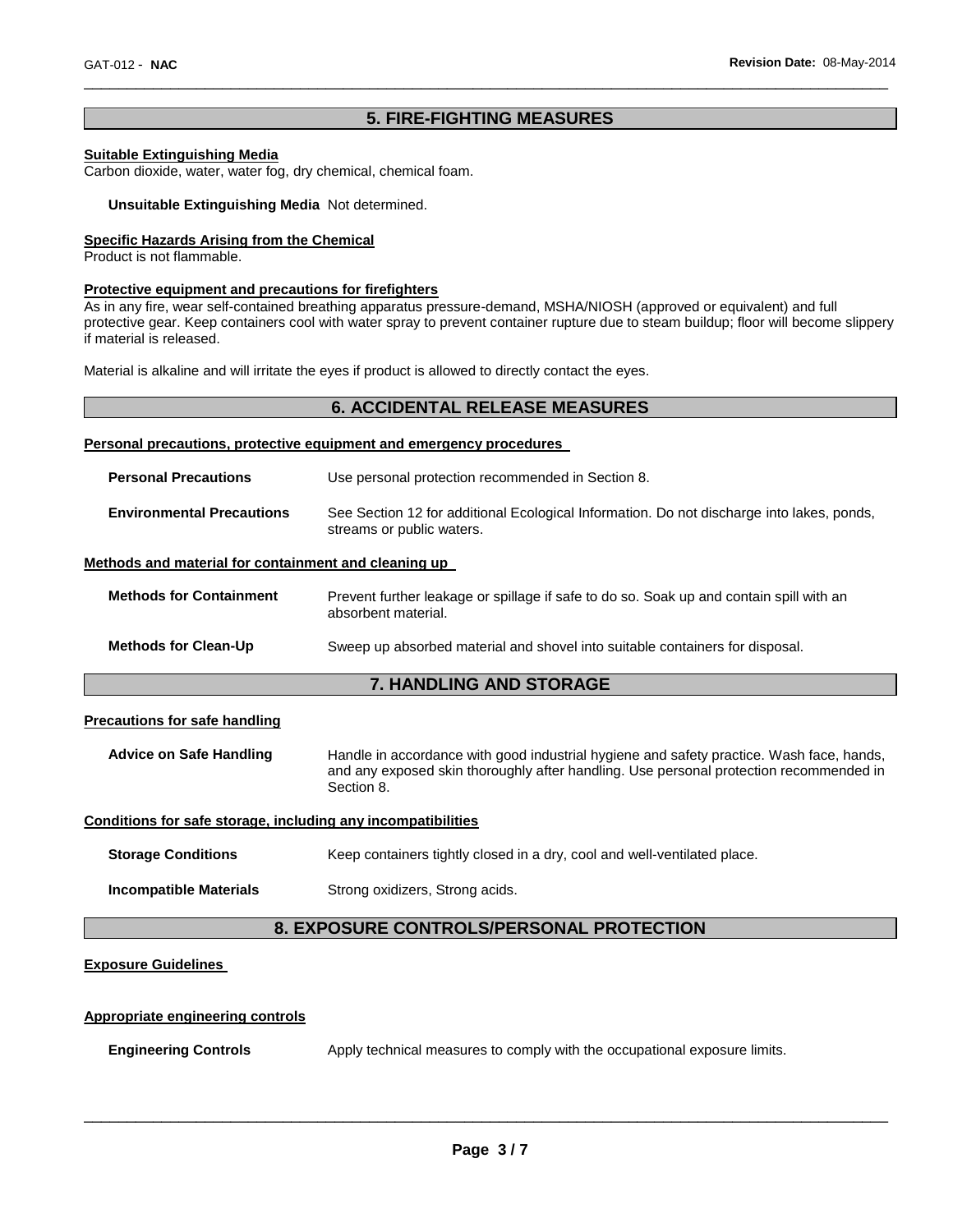## 5. FIRE-FIGHTING MEASURES

**Suitable Extinguishing Media**
Carbon dioxide, water, water fog, dry chemical, chemical foam.

**Unsuitable Extinguishing Media** Not determined.

**Specific Hazards Arising from the Chemical**
Product is not flammable.

**Protective equipment and precautions for firefighters**
As in any fire, wear self-contained breathing apparatus pressure-demand, MSHA/NIOSH (approved or equivalent) and full protective gear. Keep containers cool with water spray to prevent container rupture due to steam buildup; floor will become slippery if material is released.

Material is alkaline and will irritate the eyes if product is allowed to directly contact the eyes.

## 6. ACCIDENTAL RELEASE MEASURES

**Personal precautions, protective equipment and emergency procedures**

**Personal Precautions** Use personal protection recommended in Section 8.

**Environmental Precautions** See Section 12 for additional Ecological Information. Do not discharge into lakes, ponds, streams or public waters.

**Methods and material for containment and cleaning up**

**Methods for Containment** Prevent further leakage or spillage if safe to do so. Soak up and contain spill with an absorbent material.

**Methods for Clean-Up** Sweep up absorbed material and shovel into suitable containers for disposal.

## 7. HANDLING AND STORAGE

**Precautions for safe handling**

**Advice on Safe Handling** Handle in accordance with good industrial hygiene and safety practice. Wash face, hands, and any exposed skin thoroughly after handling. Use personal protection recommended in Section 8.

**Conditions for safe storage, including any incompatibilities**

**Storage Conditions** Keep containers tightly closed in a dry, cool and well-ventilated place.

**Incompatible Materials** Strong oxidizers, Strong acids.

## 8. EXPOSURE CONTROLS/PERSONAL PROTECTION

**Exposure Guidelines**

**Appropriate engineering controls**

**Engineering Controls** Apply technical measures to comply with the occupational exposure limits.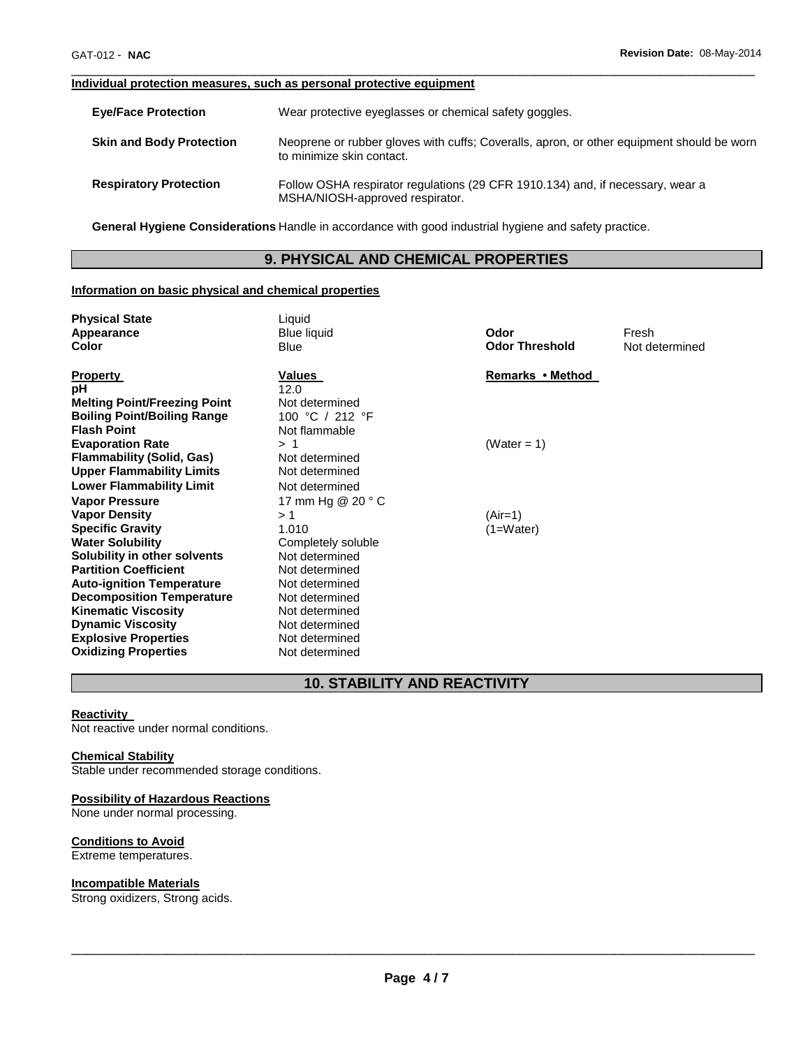#### Individual protection measures, such as personal protective equipment

| | |
|---|---|
| **Eye/Face Protection** | Wear protective eyeglasses or chemical safety goggles. |
| **Skin and Body Protection** | Neoprene or rubber gloves with cuffs; Coveralls, apron, or other equipment should be worn to minimize skin contact. |
| **Respiratory Protection** | Follow OSHA respirator regulations (29 CFR 1910.134) and, if necessary, wear a MSHA/NIOSH-approved respirator. |

**General Hygiene Considerations** Handle in accordance with good industrial hygiene and safety practice.

## 9. PHYSICAL AND CHEMICAL PROPERTIES

#### Information on basic physical and chemical properties

| | | | |
|---|---|---|---|
| **Physical State** | Liquid | | |
| **Appearance** | Blue liquid | **Odor** | Fresh |
| **Color** | Blue | **Odor Threshold** | Not determined |

| **Property** | **Values** | **Remarks • Method** |
|---|---|---|
| **pH** | 12.0 | |
| **Melting Point/Freezing Point** | Not determined | |
| **Boiling Point/Boiling Range** | 100 °C / 212 °F | |
| **Flash Point** | Not flammable | |
| **Evaporation Rate** | > 1 | (Water = 1) |
| **Flammability (Solid, Gas)** | Not determined | |
| **Upper Flammability Limits** | Not determined | |
| **Lower Flammability Limit** | Not determined | |
| **Vapor Pressure** | 17 mm Hg @ 20 ° C | |
| **Vapor Density** | > 1 | (Air=1) |
| **Specific Gravity** | 1.010 | (1=Water) |
| **Water Solubility** | Completely soluble | |
| **Solubility in other solvents** | Not determined | |
| **Partition Coefficient** | Not determined | |
| **Auto-ignition Temperature** | Not determined | |
| **Decomposition Temperature** | Not determined | |
| **Kinematic Viscosity** | Not determined | |
| **Dynamic Viscosity** | Not determined | |
| **Explosive Properties** | Not determined | |
| **Oxidizing Properties** | Not determined | |

## 10. STABILITY AND REACTIVITY

#### Reactivity

Not reactive under normal conditions.

#### Chemical Stability

Stable under recommended storage conditions.

#### Possibility of Hazardous Reactions

None under normal processing.

#### Conditions to Avoid

Extreme temperatures.

#### Incompatible Materials

Strong oxidizers, Strong acids.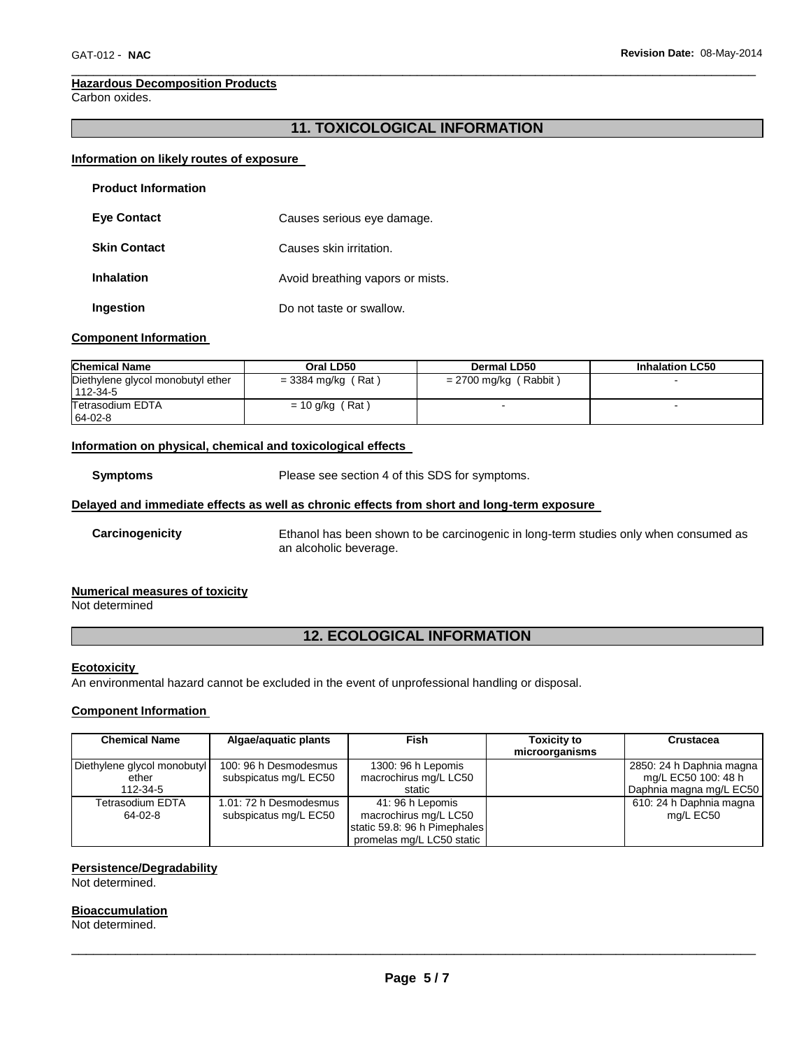**Hazardous Decomposition Products**
Carbon oxides.

## 11. TOXICOLOGICAL INFORMATION

**Information on likely routes of exposure**

**Product Information**

**Eye Contact** Causes serious eye damage.

**Skin Contact** Causes skin irritation.

**Inhalation** Avoid breathing vapors or mists.

**Ingestion** Do not taste or swallow.

**Component Information**

| Chemical Name | Oral LD50 | Dermal LD50 | Inhalation LC50 |
|---|---|---|---|
| Diethylene glycol monobutyl ether 112-34-5 | = 3384 mg/kg ( Rat ) | = 2700 mg/kg ( Rabbit ) | - |
| Tetrasodium EDTA 64-02-8 | = 10 g/kg ( Rat ) | - | - |

**Information on physical, chemical and toxicological effects**

**Symptoms** Please see section 4 of this SDS for symptoms.

**Delayed and immediate effects as well as chronic effects from short and long-term exposure**

**Carcinogenicity** Ethanol has been shown to be carcinogenic in long-term studies only when consumed as an alcoholic beverage.

**Numerical measures of toxicity**
Not determined

## 12. ECOLOGICAL INFORMATION

**Ecotoxicity**
An environmental hazard cannot be excluded in the event of unprofessional handling or disposal.

**Component Information**

| Chemical Name | Algae/aquatic plants | Fish | Toxicity to microorganisms | Crustacea |
|---|---|---|---|---|
| Diethylene glycol monobutyl ether 112-34-5 | 100: 96 h Desmodesmus subspicatus mg/L EC50 | 1300: 96 h Lepomis macrochirus mg/L LC50 static | | 2850: 24 h Daphnia magna mg/L EC50 100: 48 h Daphnia magna mg/L EC50 |
| Tetrasodium EDTA 64-02-8 | 1.01: 72 h Desmodesmus subspicatus mg/L EC50 | 41: 96 h Lepomis macrochirus mg/L LC50 static 59.8: 96 h Pimephales promelas mg/L LC50 static | | 610: 24 h Daphnia magna mg/L EC50 |

**Persistence/Degradability**
Not determined.

**Bioaccumulation**
Not determined.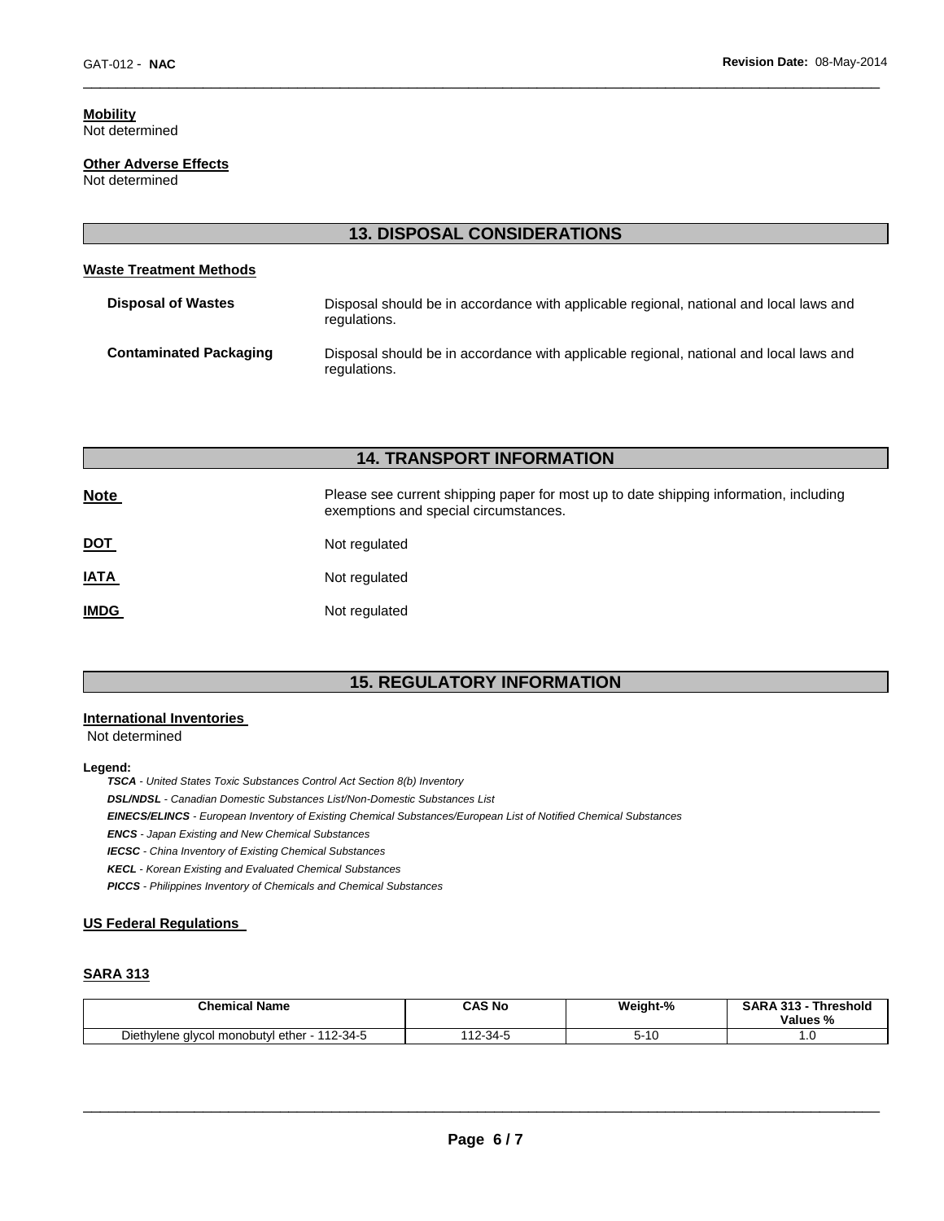**Mobility**
Not determined

**Other Adverse Effects**
Not determined

## 13. DISPOSAL CONSIDERATIONS

**Waste Treatment Methods**

| | |
|---|---|
| **Disposal of Wastes** | Disposal should be in accordance with applicable regional, national and local laws and regulations. |
| **Contaminated Packaging** | Disposal should be in accordance with applicable regional, national and local laws and regulations. |

## 14. TRANSPORT INFORMATION

| | |
|---|---|
| **Note** | Please see current shipping paper for most up to date shipping information, including exemptions and special circumstances. |
| **DOT** | Not regulated |
| **IATA** | Not regulated |
| **IMDG** | Not regulated |

## 15. REGULATORY INFORMATION

**International Inventories**
Not determined

**Legend:**

***TSCA*** *- United States Toxic Substances Control Act Section 8(b) Inventory*
***DSL/NDSL*** *- Canadian Domestic Substances List/Non-Domestic Substances List*
***EINECS/ELINCS*** *- European Inventory of Existing Chemical Substances/European List of Notified Chemical Substances*
***ENCS*** *- Japan Existing and New Chemical Substances*
***IECSC*** *- China Inventory of Existing Chemical Substances*
***KECL*** *- Korean Existing and Evaluated Chemical Substances*
***PICCS*** *- Philippines Inventory of Chemicals and Chemical Substances*

**US Federal Regulations**

**SARA 313**

| Chemical Name | CAS No | Weight-% | SARA 313 - Threshold Values % |
|---|---|---|---|
| Diethylene glycol monobutyl ether - 112-34-5 | 112-34-5 | 5-10 | 1.0 |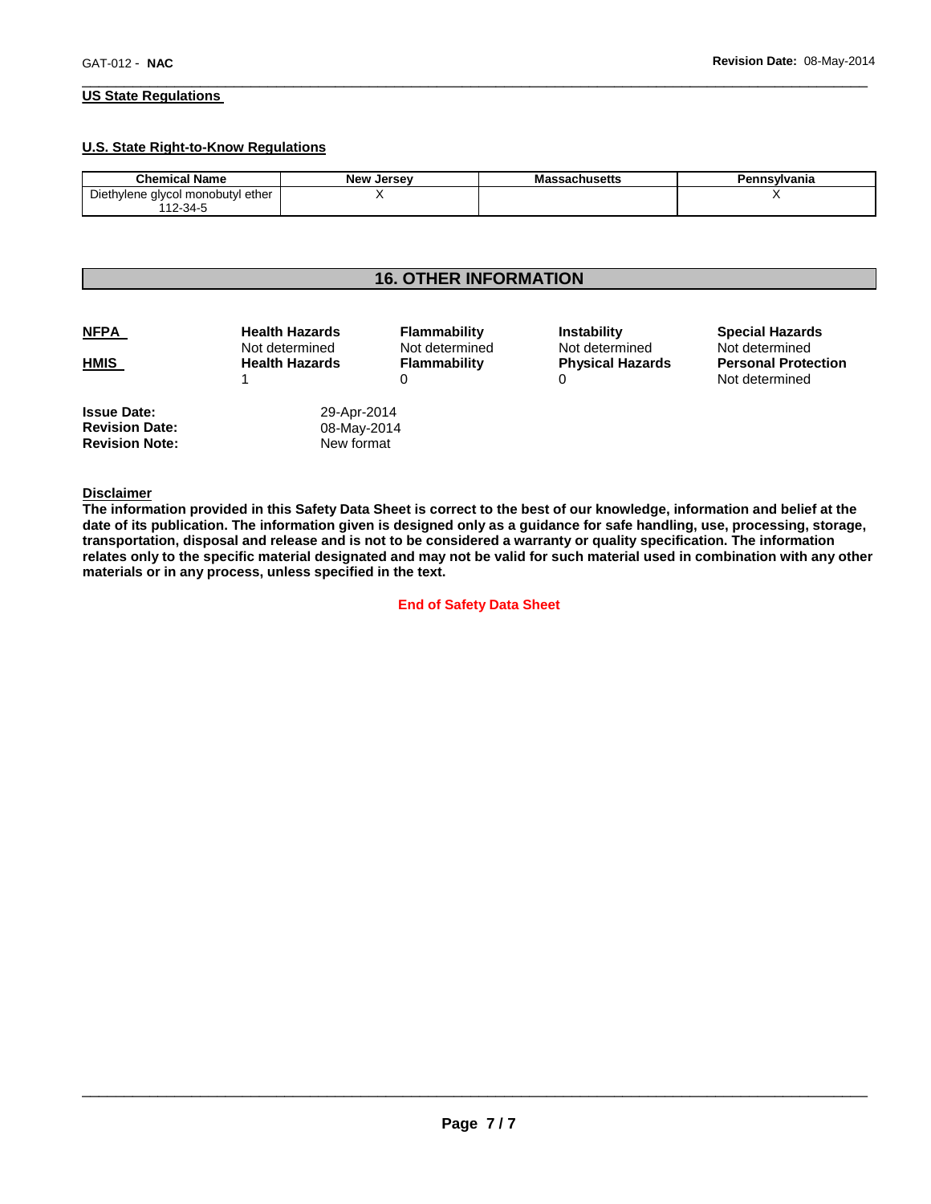**US State Regulations**

**U.S. State Right-to-Know Regulations**

| Chemical Name | New Jersey | Massachusetts | Pennsylvania |
|---|---|---|---|
| Diethylene glycol monobutyl ether 112-34-5 | X | | X |

## 16. OTHER INFORMATION

| | | | | |
|---|---|---|---|---|
| **NFPA** | **Health Hazards** Not determined | **Flammability** Not determined | **Instability** Not determined | **Special Hazards** Not determined |
| **HMIS** | **Health Hazards** 1 | **Flammability** 0 | **Physical Hazards** 0 | **Personal Protection** Not determined |

**Issue Date:** 29-Apr-2014
**Revision Date:** 08-May-2014
**Revision Note:** New format

**Disclaimer**

**The information provided in this Safety Data Sheet is correct to the best of our knowledge, information and belief at the date of its publication. The information given is designed only as a guidance for safe handling, use, processing, storage, transportation, disposal and release and is not to be considered a warranty or quality specification. The information relates only to the specific material designated and may not be valid for such material used in combination with any other materials or in any process, unless specified in the text.**

**End of Safety Data Sheet**